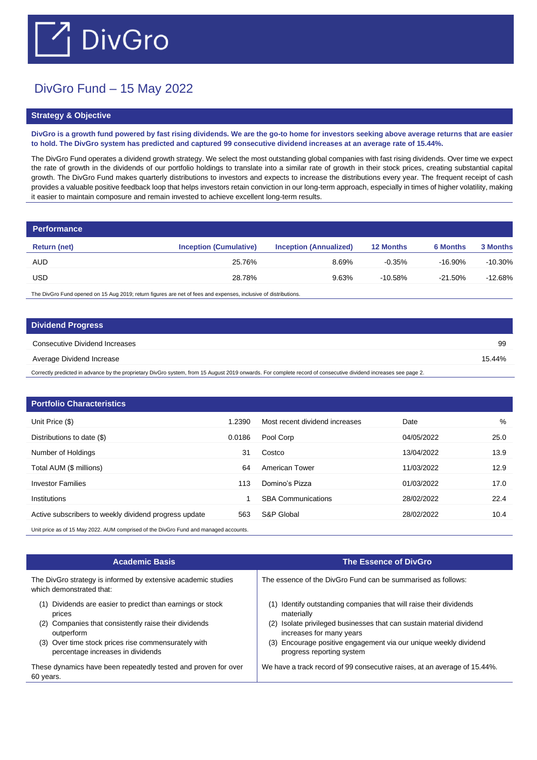# DivGro

## DivGro Fund – 15 May 2022

### Strategy & Objective

**DivGro is a growth fund powered by fast rising dividends. We are the go-to home for investors seeking above average returns that are easier to hold. The DivGro system has predicted and captured 99 consecutive dividend increases at an average rate of 15.44%.**

The DivGro Fund operates a dividend growth strategy. We select the most outstanding global companies with fast rising dividends. Over time we expect the rate of growth in the dividends of our portfolio holdings to translate into a similar rate of growth in their stock prices, creating substantial capital growth. The DivGro Fund makes quarterly distributions to investors and expects to increase the distributions every year. The frequent receipt of cash provides a valuable positive feedback loop that helps investors retain conviction in our long-term approach, especially in times of higher volatility, making it easier to maintain composure and remain invested to achieve excellent long-term results.

### Performance

| Return (net) | Inception (Cumulative) | Inception (Annualized) | 12 Months | 6 Months | 3 Months |
|---|---|---|---|---|---|
| AUD | 25.76% | 8.69% | -0.35% | -16.90% | -10.30% |
| USD | 28.78% | 9.63% | -10.58% | -21.50% | -12.68% |

The DivGro Fund opened on 15 Aug 2019; return figures are net of fees and expenses, inclusive of distributions.

### Dividend Progress

| | |
|---|---|
| Consecutive Dividend Increases | 99 |
| Average Dividend Increase | 15.44% |

Correctly predicted in advance by the proprietary DivGro system, from 15 August 2019 onwards. For complete record of consecutive dividend increases see page 2.

### Portfolio Characteristics

| | | Most recent dividend increases | Date | % |
|---|---|---|---|---|
| Unit Price ($) | 1.2390 | Pool Corp | 04/05/2022 | 25.0 |
| Distributions to date ($) | 0.0186 | Costco | 13/04/2022 | 13.9 |
| Number of Holdings | 31 | American Tower | 11/03/2022 | 12.9 |
| Total AUM ($ millions) | 64 | Domino's Pizza | 01/03/2022 | 17.0 |
| Investor Families | 113 | SBA Communications | 28/02/2022 | 22.4 |
| Institutions | 1 | S&P Global | 28/02/2022 | 10.4 |
| Active subscribers to weekly dividend progress update | 563 | | | |

Unit price as of 15 May 2022. AUM comprised of the DivGro Fund and managed accounts.

### Academic Basis

The DivGro strategy is informed by extensive academic studies which demonstrated that:

1. Dividends are easier to predict than earnings or stock prices
2. Companies that consistently raise their dividends outperform
3. Over time stock prices rise commensurately with percentage increases in dividends

These dynamics have been repeatedly tested and proven for over 60 years.

### The Essence of DivGro

The essence of the DivGro Fund can be summarised as follows:

1. Identify outstanding companies that will raise their dividends materially
2. Isolate privileged businesses that can sustain material dividend increases for many years
3. Encourage positive engagement via our unique weekly dividend progress reporting system

We have a track record of 99 consecutive raises, at an average of 15.44%.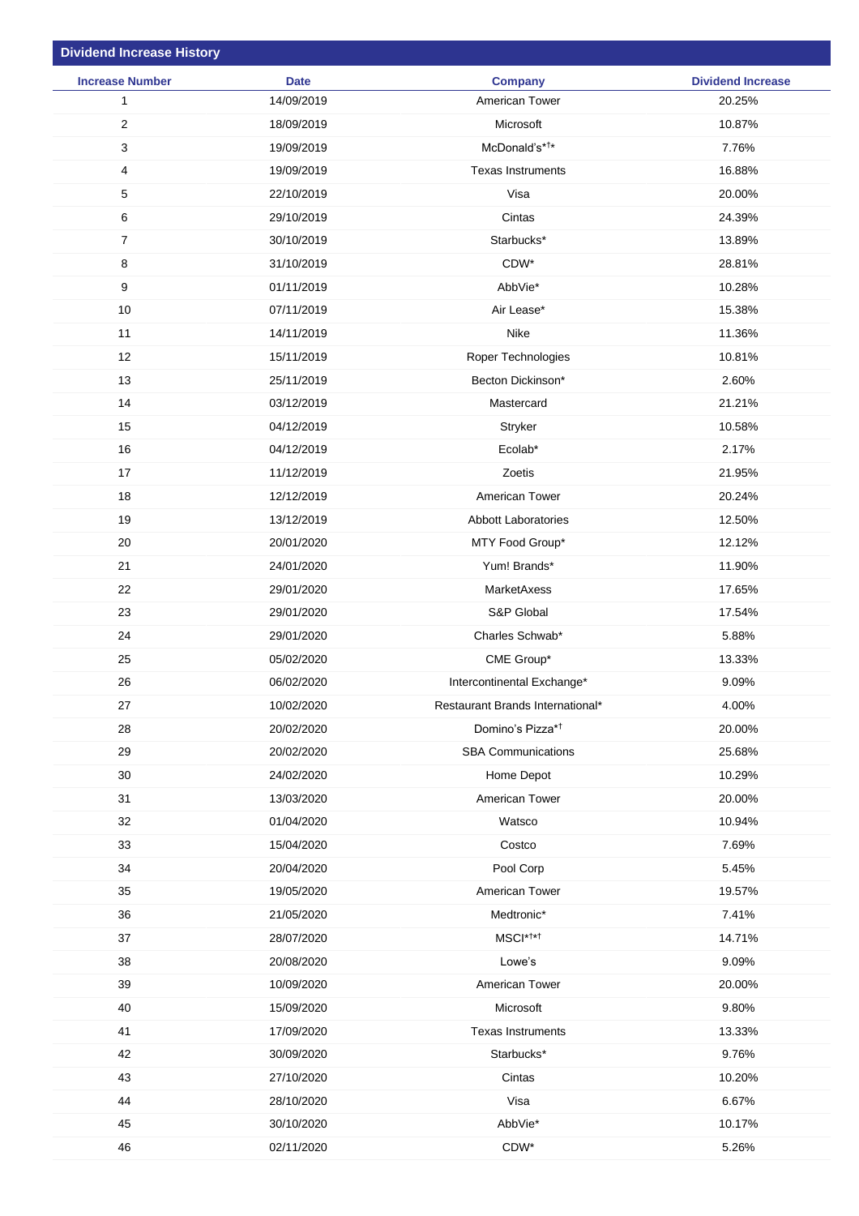## Dividend Increase History

| Increase Number | Date | Company | Dividend Increase |
|---|---|---|---|
| 1 | 14/09/2019 | American Tower | 20.25% |
| 2 | 18/09/2019 | Microsoft | 10.87% |
| 3 | 19/09/2019 | McDonald's*[†]* | 7.76% |
| 4 | 19/09/2019 | Texas Instruments | 16.88% |
| 5 | 22/10/2019 | Visa | 20.00% |
| 6 | 29/10/2019 | Cintas | 24.39% |
| 7 | 30/10/2019 | Starbucks* | 13.89% |
| 8 | 31/10/2019 | CDW* | 28.81% |
| 9 | 01/11/2019 | AbbVie* | 10.28% |
| 10 | 07/11/2019 | Air Lease* | 15.38% |
| 11 | 14/11/2019 | Nike | 11.36% |
| 12 | 15/11/2019 | Roper Technologies | 10.81% |
| 13 | 25/11/2019 | Becton Dickinson* | 2.60% |
| 14 | 03/12/2019 | Mastercard | 21.21% |
| 15 | 04/12/2019 | Stryker | 10.58% |
| 16 | 04/12/2019 | Ecolab* | 2.17% |
| 17 | 11/12/2019 | Zoetis | 21.95% |
| 18 | 12/12/2019 | American Tower | 20.24% |
| 19 | 13/12/2019 | Abbott Laboratories | 12.50% |
| 20 | 20/01/2020 | MTY Food Group* | 12.12% |
| 21 | 24/01/2020 | Yum! Brands* | 11.90% |
| 22 | 29/01/2020 | MarketAxess | 17.65% |
| 23 | 29/01/2020 | S&P Global | 17.54% |
| 24 | 29/01/2020 | Charles Schwab* | 5.88% |
| 25 | 05/02/2020 | CME Group* | 13.33% |
| 26 | 06/02/2020 | Intercontinental Exchange* | 9.09% |
| 27 | 10/02/2020 | Restaurant Brands International* | 4.00% |
| 28 | 20/02/2020 | Domino's Pizza*[†] | 20.00% |
| 29 | 20/02/2020 | SBA Communications | 25.68% |
| 30 | 24/02/2020 | Home Depot | 10.29% |
| 31 | 13/03/2020 | American Tower | 20.00% |
| 32 | 01/04/2020 | Watsco | 10.94% |
| 33 | 15/04/2020 | Costco | 7.69% |
| 34 | 20/04/2020 | Pool Corp | 5.45% |
| 35 | 19/05/2020 | American Tower | 19.57% |
| 36 | 21/05/2020 | Medtronic* | 7.41% |
| 37 | 28/07/2020 | MSCI*[†]*[†] | 14.71% |
| 38 | 20/08/2020 | Lowe's | 9.09% |
| 39 | 10/09/2020 | American Tower | 20.00% |
| 40 | 15/09/2020 | Microsoft | 9.80% |
| 41 | 17/09/2020 | Texas Instruments | 13.33% |
| 42 | 30/09/2020 | Starbucks* | 9.76% |
| 43 | 27/10/2020 | Cintas | 10.20% |
| 44 | 28/10/2020 | Visa | 6.67% |
| 45 | 30/10/2020 | AbbVie* | 10.17% |
| 46 | 02/11/2020 | CDW* | 5.26% |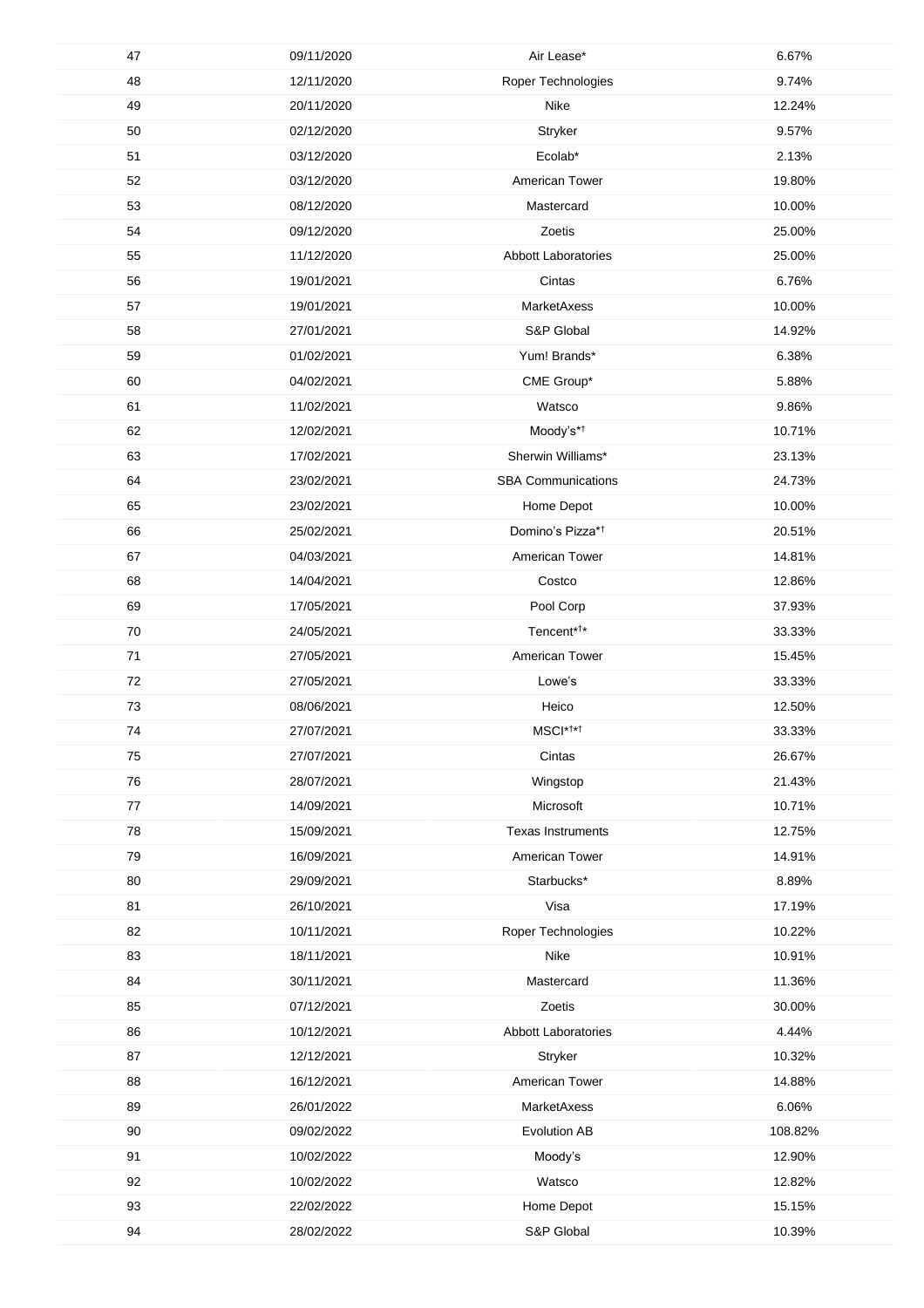| 47 | 09/11/2020 | Air Lease* | 6.67% |
|---|---|---|---|
| 48 | 12/11/2020 | Roper Technologies | 9.74% |
| 49 | 20/11/2020 | Nike | 12.24% |
| 50 | 02/12/2020 | Stryker | 9.57% |
| 51 | 03/12/2020 | Ecolab* | 2.13% |
| 52 | 03/12/2020 | American Tower | 19.80% |
| 53 | 08/12/2020 | Mastercard | 10.00% |
| 54 | 09/12/2020 | Zoetis | 25.00% |
| 55 | 11/12/2020 | Abbott Laboratories | 25.00% |
| 56 | 19/01/2021 | Cintas | 6.76% |
| 57 | 19/01/2021 | MarketAxess | 10.00% |
| 58 | 27/01/2021 | S&P Global | 14.92% |
| 59 | 01/02/2021 | Yum! Brands* | 6.38% |
| 60 | 04/02/2021 | CME Group* | 5.88% |
| 61 | 11/02/2021 | Watsco | 9.86% |
| 62 | 12/02/2021 | Moody's*† | 10.71% |
| 63 | 17/02/2021 | Sherwin Williams* | 23.13% |
| 64 | 23/02/2021 | SBA Communications | 24.73% |
| 65 | 23/02/2021 | Home Depot | 10.00% |
| 66 | 25/02/2021 | Domino's Pizza*† | 20.51% |
| 67 | 04/03/2021 | American Tower | 14.81% |
| 68 | 14/04/2021 | Costco | 12.86% |
| 69 | 17/05/2021 | Pool Corp | 37.93% |
| 70 | 24/05/2021 | Tencent*†* | 33.33% |
| 71 | 27/05/2021 | American Tower | 15.45% |
| 72 | 27/05/2021 | Lowe's | 33.33% |
| 73 | 08/06/2021 | Heico | 12.50% |
| 74 | 27/07/2021 | MSCI*†*† | 33.33% |
| 75 | 27/07/2021 | Cintas | 26.67% |
| 76 | 28/07/2021 | Wingstop | 21.43% |
| 77 | 14/09/2021 | Microsoft | 10.71% |
| 78 | 15/09/2021 | Texas Instruments | 12.75% |
| 79 | 16/09/2021 | American Tower | 14.91% |
| 80 | 29/09/2021 | Starbucks* | 8.89% |
| 81 | 26/10/2021 | Visa | 17.19% |
| 82 | 10/11/2021 | Roper Technologies | 10.22% |
| 83 | 18/11/2021 | Nike | 10.91% |
| 84 | 30/11/2021 | Mastercard | 11.36% |
| 85 | 07/12/2021 | Zoetis | 30.00% |
| 86 | 10/12/2021 | Abbott Laboratories | 4.44% |
| 87 | 12/12/2021 | Stryker | 10.32% |
| 88 | 16/12/2021 | American Tower | 14.88% |
| 89 | 26/01/2022 | MarketAxess | 6.06% |
| 90 | 09/02/2022 | Evolution AB | 108.82% |
| 91 | 10/02/2022 | Moody's | 12.90% |
| 92 | 10/02/2022 | Watsco | 12.82% |
| 93 | 22/02/2022 | Home Depot | 15.15% |
| 94 | 28/02/2022 | S&P Global | 10.39% |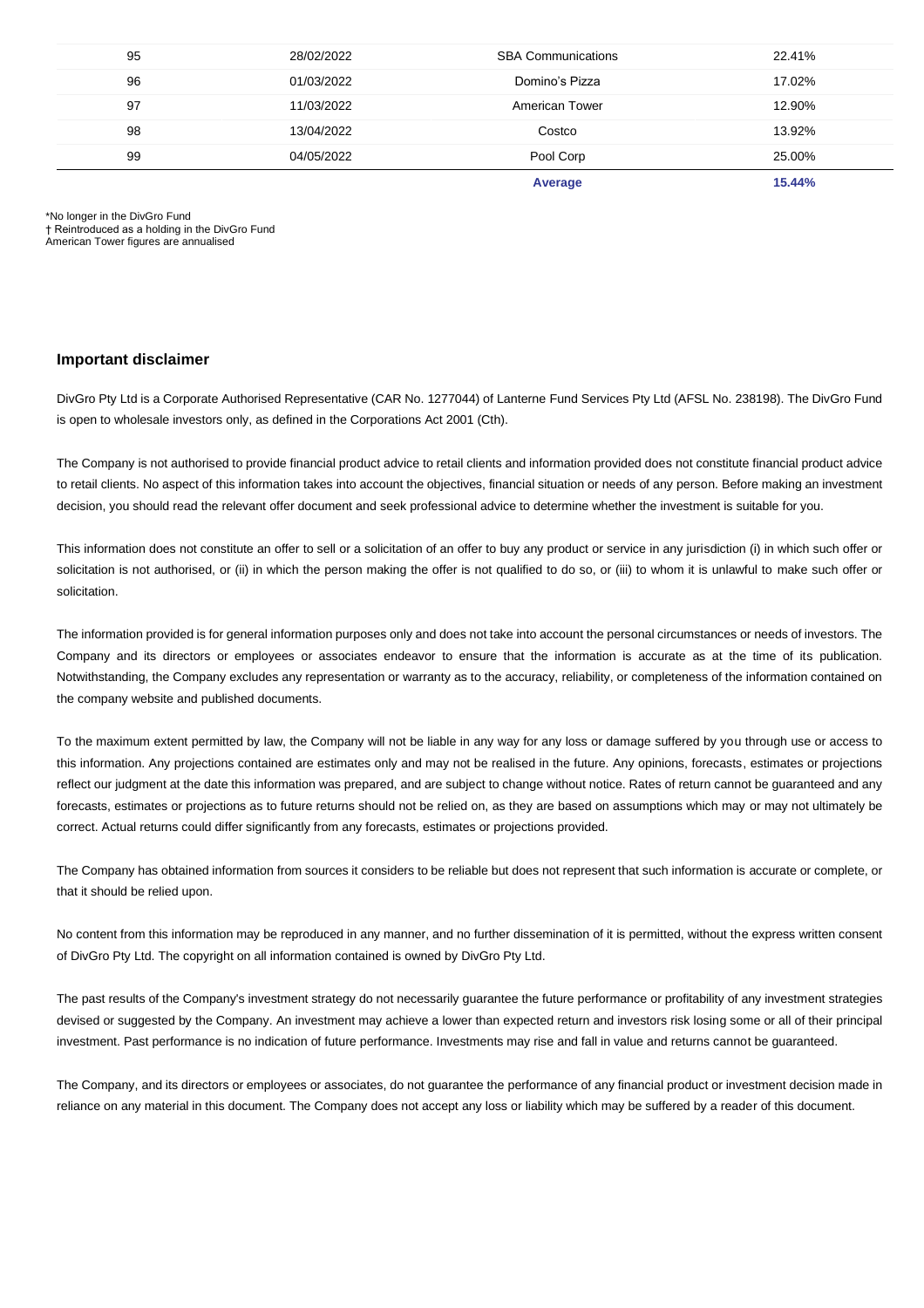| | | | |
|---|---|---|---|
| 95 | 28/02/2022 | SBA Communications | 22.41% |
| 96 | 01/03/2022 | Domino's Pizza | 17.02% |
| 97 | 11/03/2022 | American Tower | 12.90% |
| 98 | 13/04/2022 | Costco | 13.92% |
| 99 | 04/05/2022 | Pool Corp | 25.00% |
| | | **Average** | **15.44%** |

*No longer in the DivGro Fund
† Reintroduced as a holding in the DivGro Fund
American Tower figures are annualised

### Important disclaimer

DivGro Pty Ltd is a Corporate Authorised Representative (CAR No. 1277044) of Lanterne Fund Services Pty Ltd (AFSL No. 238198). The DivGro Fund is open to wholesale investors only, as defined in the Corporations Act 2001 (Cth).

The Company is not authorised to provide financial product advice to retail clients and information provided does not constitute financial product advice to retail clients. No aspect of this information takes into account the objectives, financial situation or needs of any person. Before making an investment decision, you should read the relevant offer document and seek professional advice to determine whether the investment is suitable for you.

This information does not constitute an offer to sell or a solicitation of an offer to buy any product or service in any jurisdiction (i) in which such offer or solicitation is not authorised, or (ii) in which the person making the offer is not qualified to do so, or (iii) to whom it is unlawful to make such offer or solicitation.

The information provided is for general information purposes only and does not take into account the personal circumstances or needs of investors. The Company and its directors or employees or associates endeavor to ensure that the information is accurate as at the time of its publication. Notwithstanding, the Company excludes any representation or warranty as to the accuracy, reliability, or completeness of the information contained on the company website and published documents.

To the maximum extent permitted by law, the Company will not be liable in any way for any loss or damage suffered by you through use or access to this information. Any projections contained are estimates only and may not be realised in the future. Any opinions, forecasts, estimates or projections reflect our judgment at the date this information was prepared, and are subject to change without notice. Rates of return cannot be guaranteed and any forecasts, estimates or projections as to future returns should not be relied on, as they are based on assumptions which may or may not ultimately be correct. Actual returns could differ significantly from any forecasts, estimates or projections provided.

The Company has obtained information from sources it considers to be reliable but does not represent that such information is accurate or complete, or that it should be relied upon.

No content from this information may be reproduced in any manner, and no further dissemination of it is permitted, without the express written consent of DivGro Pty Ltd. The copyright on all information contained is owned by DivGro Pty Ltd.

The past results of the Company's investment strategy do not necessarily guarantee the future performance or profitability of any investment strategies devised or suggested by the Company. An investment may achieve a lower than expected return and investors risk losing some or all of their principal investment. Past performance is no indication of future performance. Investments may rise and fall in value and returns cannot be guaranteed.

The Company, and its directors or employees or associates, do not guarantee the performance of any financial product or investment decision made in reliance on any material in this document. The Company does not accept any loss or liability which may be suffered by a reader of this document.